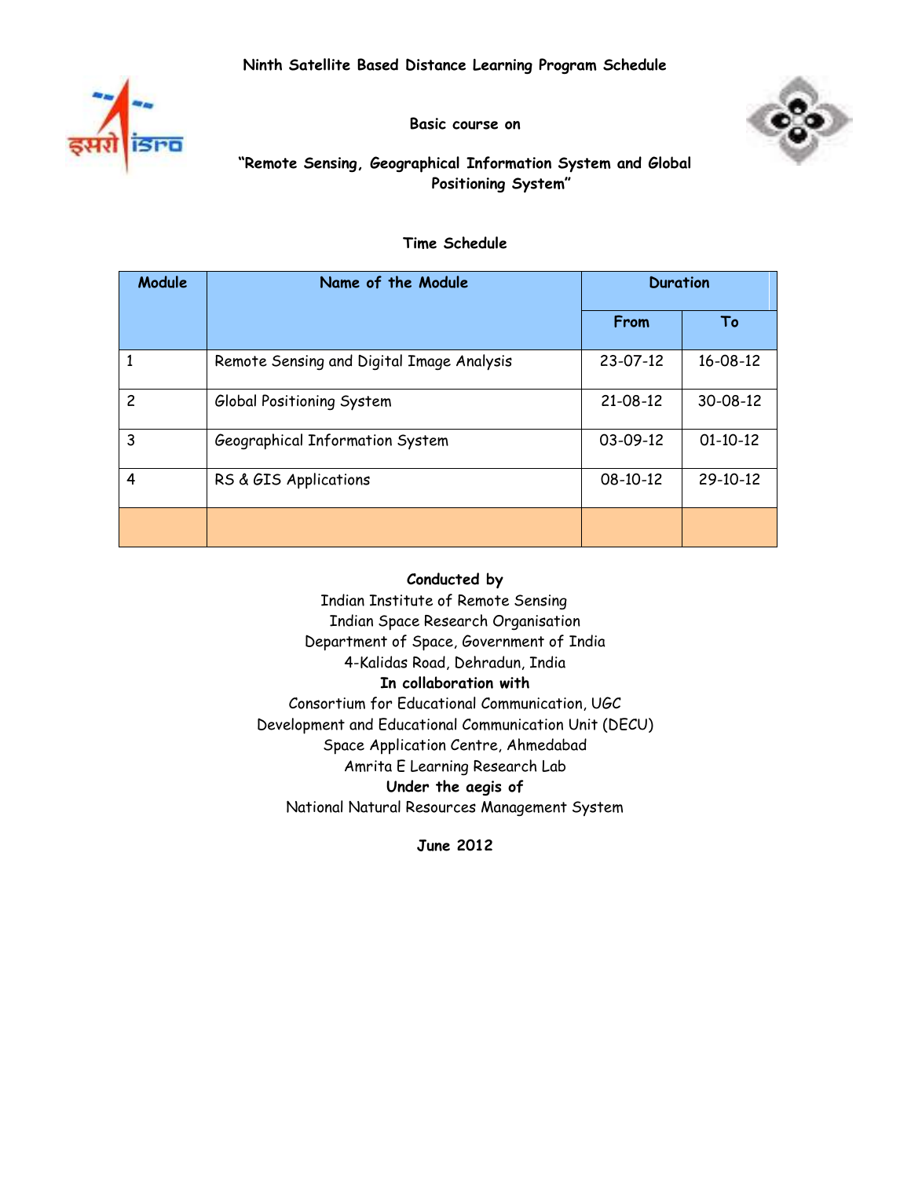# Ninth Satellite Based Distance Learning Program Schedule

**Basic course on**

**"Remote Sensing, Geographical Information System and Global Positioning System"**

**Time Schedule**

| Module | Name of the Module | Duration | |
|---|---|---|---|
| | | From | To |
| 1 | Remote Sensing and Digital Image Analysis | 23-07-12 | 16-08-12 |
| 2 | Global Positioning System | 21-08-12 | 30-08-12 |
| 3 | Geographical Information System | 03-09-12 | 01-10-12 |
| 4 | RS & GIS Applications | 08-10-12 | 29-10-12 |
| | | | |

**Conducted by**

Indian Institute of Remote Sensing
Indian Space Research Organisation
Department of Space, Government of India
4-Kalidas Road, Dehradun, India

**In collaboration with**

Consortium for Educational Communication, UGC
Development and Educational Communication Unit (DECU)
Space Application Centre, Ahmedabad
Amrita E Learning Research Lab

**Under the aegis of**

National Natural Resources Management System

**June 2012**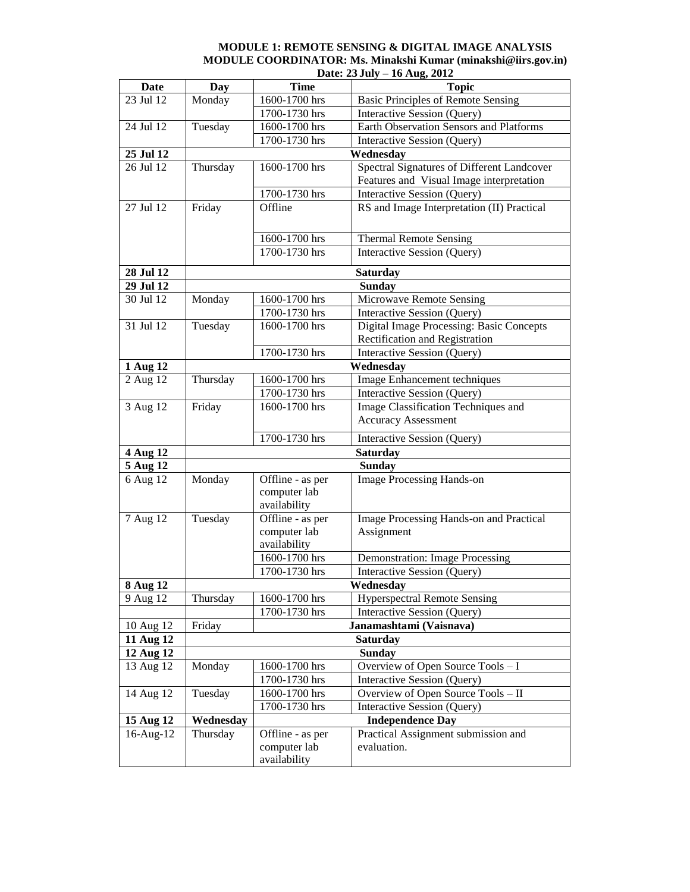**MODULE 1: REMOTE SENSING & DIGITAL IMAGE ANALYSIS**
**MODULE COORDINATOR: Ms. Minakshi Kumar (minakshi@iirs.gov.in)**
**Date: 23 July – 16 Aug, 2012**

| Date | Day | Time | Topic |
|---|---|---|---|
| 23 Jul 12 | Monday | 1600-1700 hrs | Basic Principles of Remote Sensing |
| | | 1700-1730 hrs | Interactive Session (Query) |
| 24 Jul 12 | Tuesday | 1600-1700 hrs | Earth Observation Sensors and Platforms |
| | | 1700-1730 hrs | Interactive Session (Query) |
| **25 Jul 12** | **Wednesday** | | |
| 26 Jul 12 | Thursday | 1600-1700 hrs | Spectral Signatures of Different Landcover Features and Visual Image interpretation |
| | | 1700-1730 hrs | Interactive Session (Query) |
| 27 Jul 12 | Friday | Offline | RS and Image Interpretation (II) Practical |
| | | 1600-1700 hrs | Thermal Remote Sensing |
| | | 1700-1730 hrs | Interactive Session (Query) |
| **28 Jul 12** | **Saturday** | | |
| **29 Jul 12** | **Sunday** | | |
| 30 Jul 12 | Monday | 1600-1700 hrs | Microwave Remote Sensing |
| | | 1700-1730 hrs | Interactive Session (Query) |
| 31 Jul 12 | Tuesday | 1600-1700 hrs | Digital Image Processing: Basic Concepts Rectification and Registration |
| | | 1700-1730 hrs | Interactive Session (Query) |
| **1 Aug 12** | **Wednesday** | | |
| 2 Aug 12 | Thursday | 1600-1700 hrs | Image Enhancement techniques |
| | | 1700-1730 hrs | Interactive Session (Query) |
| 3 Aug 12 | Friday | 1600-1700 hrs | Image Classification Techniques and Accuracy Assessment |
| | | 1700-1730 hrs | Interactive Session (Query) |
| **4 Aug 12** | **Saturday** | | |
| **5 Aug 12** | **Sunday** | | |
| 6 Aug 12 | Monday | Offline - as per computer lab availability | Image Processing Hands-on |
| 7 Aug 12 | Tuesday | Offline - as per computer lab availability | Image Processing Hands-on and Practical Assignment |
| | | 1600-1700 hrs | Demonstration: Image Processing |
| | | 1700-1730 hrs | Interactive Session (Query) |
| **8 Aug 12** | **Wednesday** | | |
| 9 Aug 12 | Thursday | 1600-1700 hrs | Hyperspectral Remote Sensing |
| | | 1700-1730 hrs | Interactive Session (Query) |
| 10 Aug 12 | Friday | **Janamashtami (Vaisnava)** | |
| **11 Aug 12** | **Saturday** | | |
| **12 Aug 12** | **Sunday** | | |
| 13 Aug 12 | Monday | 1600-1700 hrs | Overview of Open Source Tools – I |
| | | 1700-1730 hrs | Interactive Session (Query) |
| 14 Aug 12 | Tuesday | 1600-1700 hrs | Overview of Open Source Tools – II |
| | | 1700-1730 hrs | Interactive Session (Query) |
| **15 Aug 12** | **Wednesday** | **Independence Day** | |
| 16-Aug-12 | Thursday | Offline - as per computer lab availability | Practical Assignment submission and evaluation. |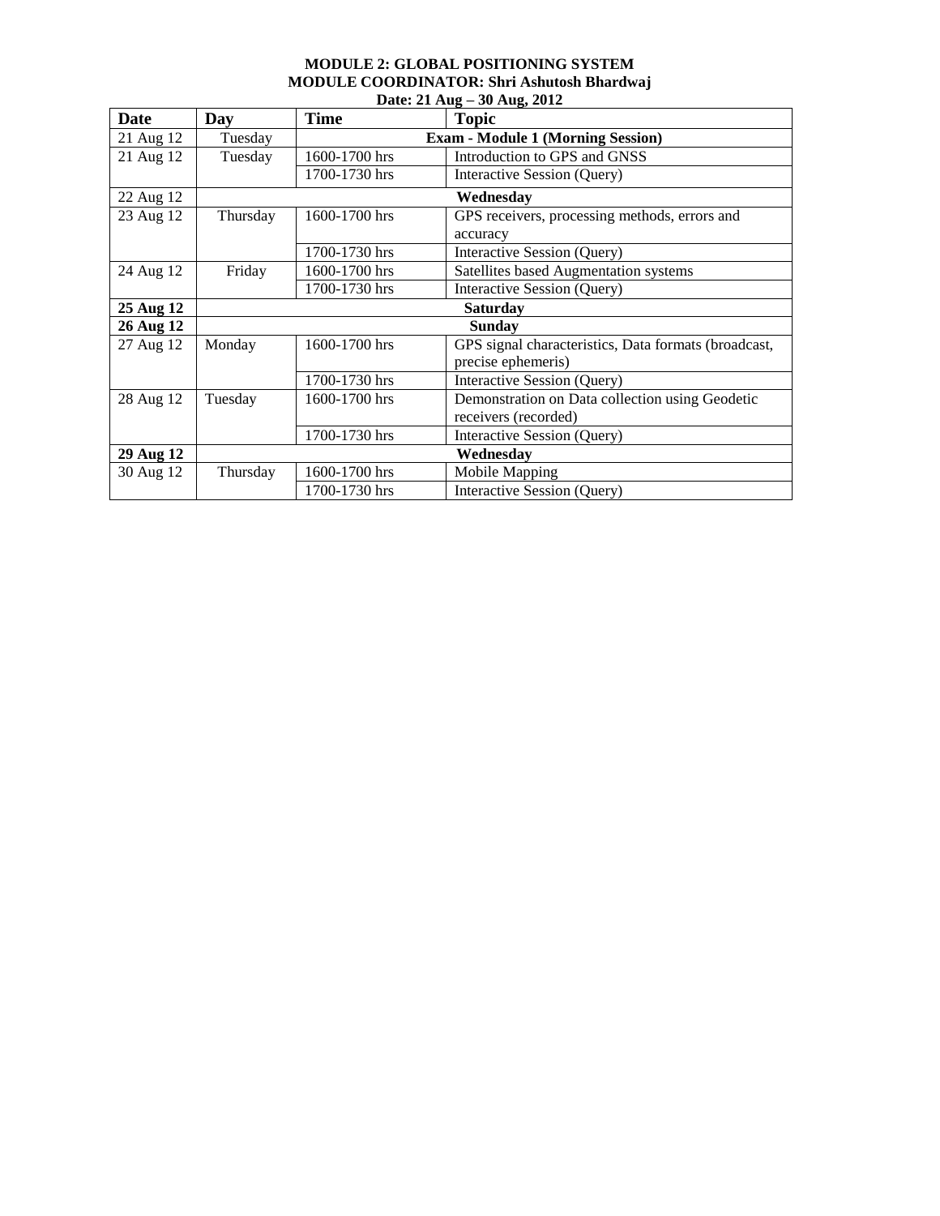**MODULE 2: GLOBAL POSITIONING SYSTEM**
**MODULE COORDINATOR: Shri Ashutosh Bhardwaj**
**Date: 21 Aug – 30 Aug, 2012**

| Date | Day | Time | Topic |
|---|---|---|---|
| 21 Aug 12 | Tuesday | **Exam - Module 1 (Morning Session)** | |
| 21 Aug 12 | Tuesday | 1600-1700 hrs | Introduction to GPS and GNSS |
| | | 1700-1730 hrs | Interactive Session (Query) |
| 22 Aug 12 | **Wednesday** | | |
| 23 Aug 12 | Thursday | 1600-1700 hrs | GPS receivers, processing methods, errors and accuracy |
| | | 1700-1730 hrs | Interactive Session (Query) |
| 24 Aug 12 | Friday | 1600-1700 hrs | Satellites based Augmentation systems |
| | | 1700-1730 hrs | Interactive Session (Query) |
| **25 Aug 12** | **Saturday** | | |
| **26 Aug 12** | **Sunday** | | |
| 27 Aug 12 | Monday | 1600-1700 hrs | GPS signal characteristics, Data formats (broadcast, precise ephemeris) |
| | | 1700-1730 hrs | Interactive Session (Query) |
| 28 Aug 12 | Tuesday | 1600-1700 hrs | Demonstration on Data collection using Geodetic receivers (recorded) |
| | | 1700-1730 hrs | Interactive Session (Query) |
| **29 Aug 12** | **Wednesday** | | |
| 30 Aug 12 | Thursday | 1600-1700 hrs | Mobile Mapping |
| | | 1700-1730 hrs | Interactive Session (Query) |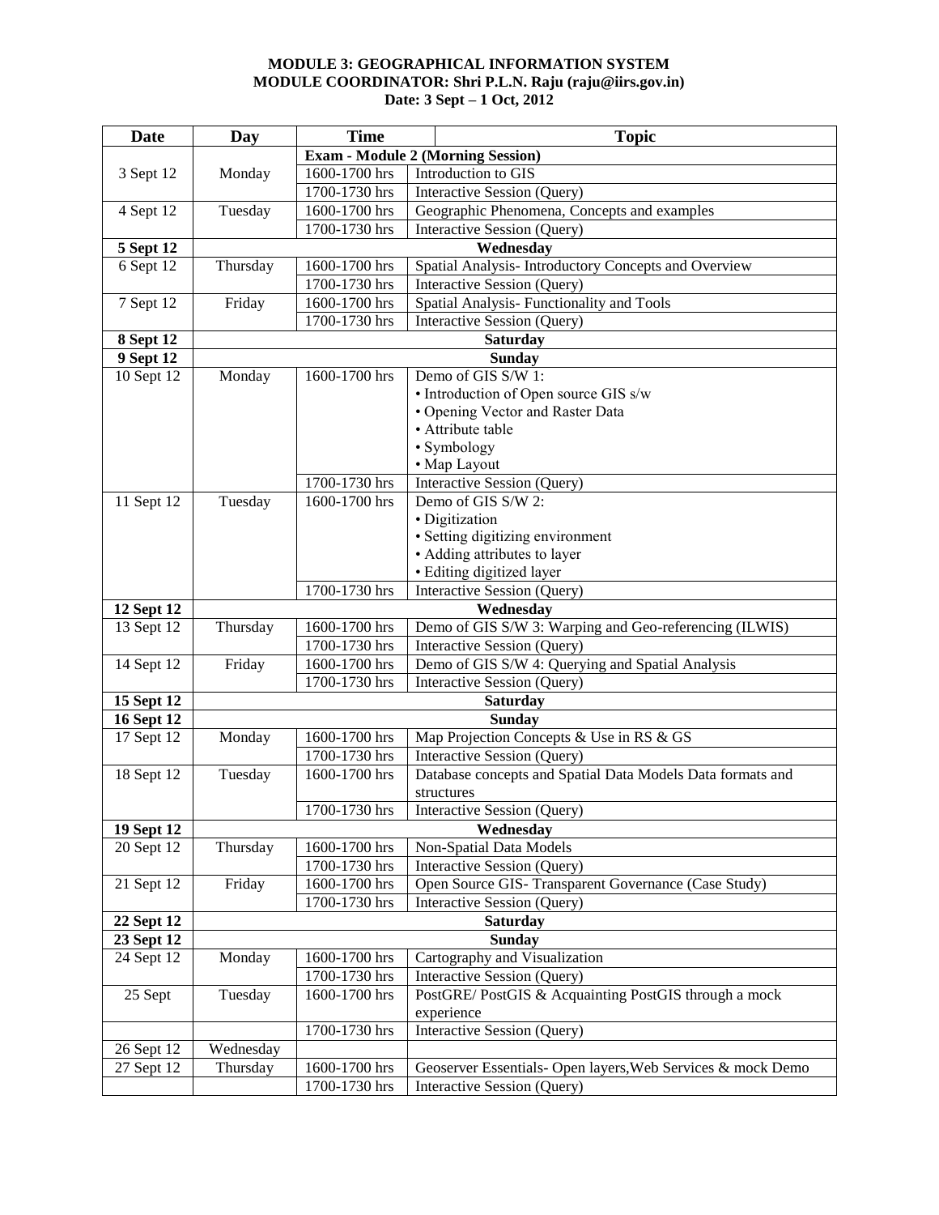**MODULE 3: GEOGRAPHICAL INFORMATION SYSTEM**
**MODULE COORDINATOR: Shri P.L.N. Raju (raju@iirs.gov.in)**
**Date: 3 Sept – 1 Oct, 2012**

| Date | Day | Time | Topic |
|---|---|---|---|
| 3 Sept 12 | Monday | **Exam - Module 2 (Morning Session)** | |
| | | 1600-1700 hrs | Introduction to GIS |
| | | 1700-1730 hrs | Interactive Session (Query) |
| 4 Sept 12 | Tuesday | 1600-1700 hrs | Geographic Phenomena, Concepts and examples |
| | | 1700-1730 hrs | Interactive Session (Query) |
| **5 Sept 12** | **Wednesday** | | |
| 6 Sept 12 | Thursday | 1600-1700 hrs | Spatial Analysis- Introductory Concepts and Overview |
| | | 1700-1730 hrs | Interactive Session (Query) |
| 7 Sept 12 | Friday | 1600-1700 hrs | Spatial Analysis- Functionality and Tools |
| | | 1700-1730 hrs | Interactive Session (Query) |
| **8 Sept 12** | **Saturday** | | |
| **9 Sept 12** | **Sunday** | | |
| 10 Sept 12 | Monday | 1600-1700 hrs | Demo of GIS S/W 1:<br>• Introduction of Open source GIS s/w<br>• Opening Vector and Raster Data<br>• Attribute table<br>• Symbology<br>• Map Layout |
| | | 1700-1730 hrs | Interactive Session (Query) |
| 11 Sept 12 | Tuesday | 1600-1700 hrs | Demo of GIS S/W 2:<br>• Digitization<br>• Setting digitizing environment<br>• Adding attributes to layer<br>• Editing digitized layer |
| | | 1700-1730 hrs | Interactive Session (Query) |
| **12 Sept 12** | **Wednesday** | | |
| 13 Sept 12 | Thursday | 1600-1700 hrs | Demo of GIS S/W 3: Warping and Geo-referencing (ILWIS) |
| | | 1700-1730 hrs | Interactive Session (Query) |
| 14 Sept 12 | Friday | 1600-1700 hrs | Demo of GIS S/W 4: Querying and Spatial Analysis |
| | | 1700-1730 hrs | Interactive Session (Query) |
| **15 Sept 12** | **Saturday** | | |
| **16 Sept 12** | **Sunday** | | |
| 17 Sept 12 | Monday | 1600-1700 hrs | Map Projection Concepts & Use in RS & GS |
| | | 1700-1730 hrs | Interactive Session (Query) |
| 18 Sept 12 | Tuesday | 1600-1700 hrs | Database concepts and Spatial Data Models Data formats and structures |
| | | 1700-1730 hrs | Interactive Session (Query) |
| **19 Sept 12** | **Wednesday** | | |
| 20 Sept 12 | Thursday | 1600-1700 hrs | Non-Spatial Data Models |
| | | 1700-1730 hrs | Interactive Session (Query) |
| 21 Sept 12 | Friday | 1600-1700 hrs | Open Source GIS- Transparent Governance (Case Study) |
| | | 1700-1730 hrs | Interactive Session (Query) |
| **22 Sept 12** | **Saturday** | | |
| **23 Sept 12** | **Sunday** | | |
| 24 Sept 12 | Monday | 1600-1700 hrs | Cartography and Visualization |
| | | 1700-1730 hrs | Interactive Session (Query) |
| 25 Sept | Tuesday | 1600-1700 hrs | PostGRE/ PostGIS & Acquainting PostGIS through a mock experience |
| | | 1700-1730 hrs | Interactive Session (Query) |
| 26 Sept 12 | Wednesday | | |
| 27 Sept 12 | Thursday | 1600-1700 hrs | Geoserver Essentials- Open layers,Web Services & mock Demo |
| | | 1700-1730 hrs | Interactive Session (Query) |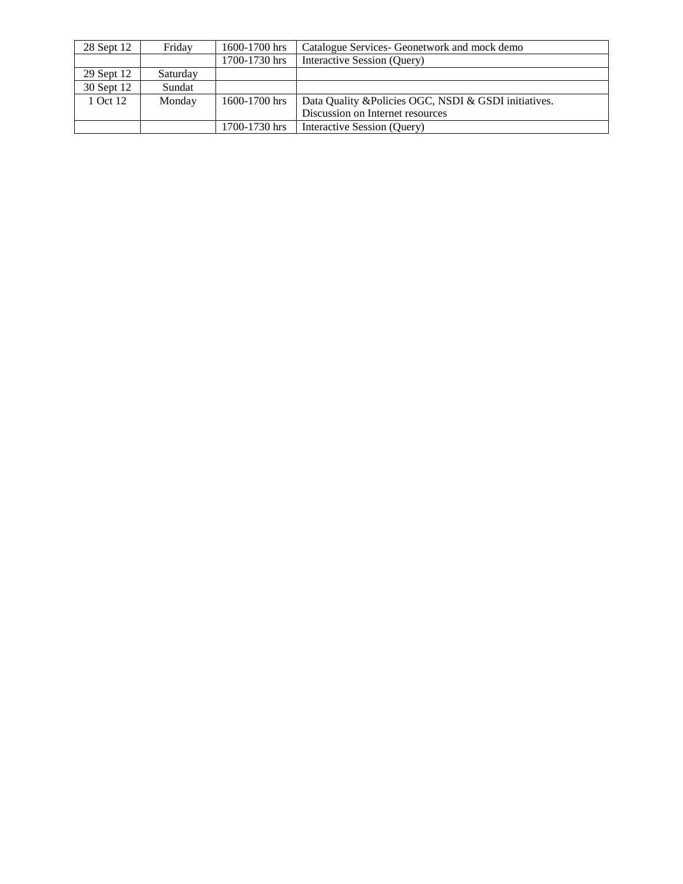| 28 Sept 12 | Friday | 1600-1700 hrs | Catalogue Services- Geonetwork and mock demo |
|---|---|---|---|
| | | 1700-1730 hrs | Interactive Session (Query) |
| 29 Sept 12 | Saturday | | |
| 30 Sept 12 | Sundat | | |
| 1 Oct 12 | Monday | 1600-1700 hrs | Data Quality &Policies OGC, NSDI & GSDI initiatives. Discussion on Internet resources |
| | | 1700-1730 hrs | Interactive Session (Query) |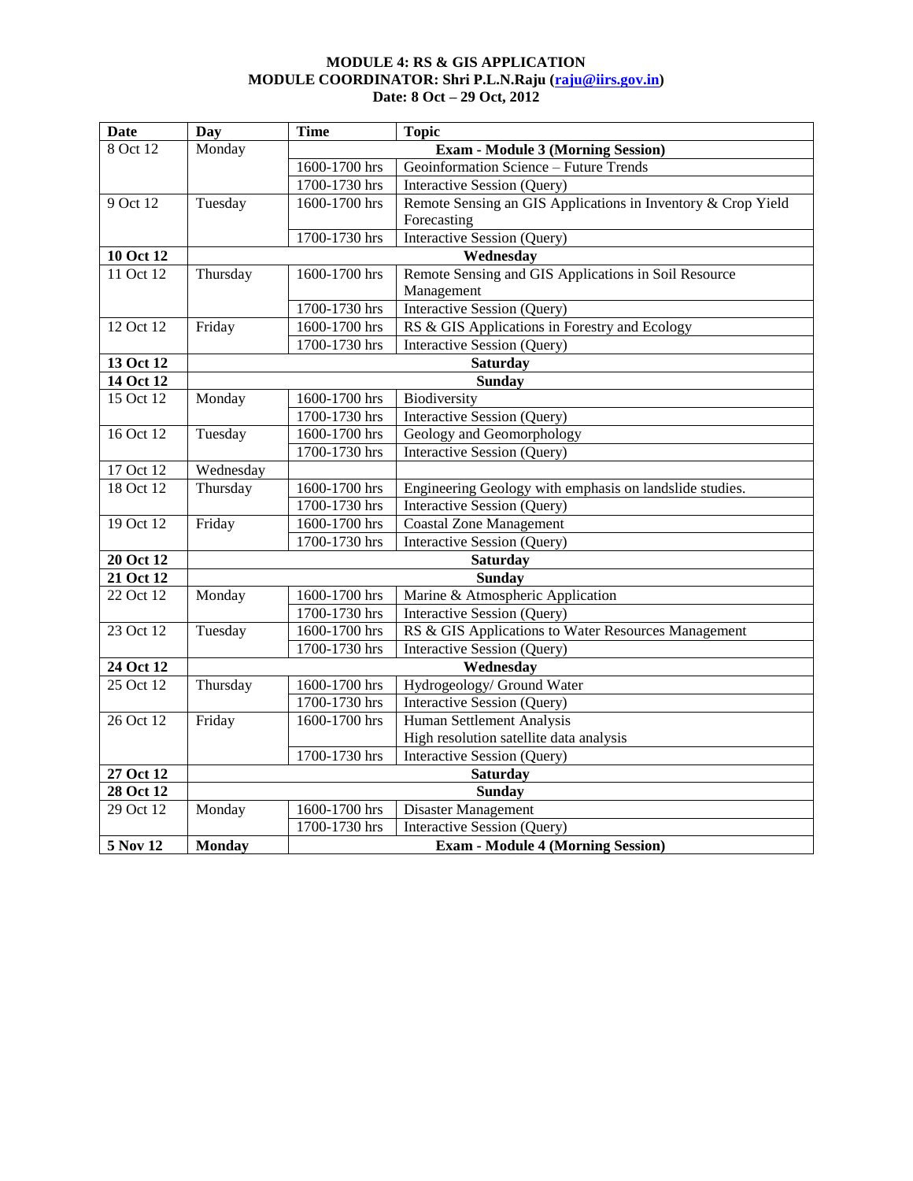**MODULE 4: RS & GIS APPLICATION**
**MODULE COORDINATOR: Shri P.L.N.Raju (raju@iirs.gov.in)**
**Date: 8 Oct – 29 Oct, 2012**

| Date | Day | Time | Topic |
|---|---|---|---|
| 8 Oct 12 | Monday | **Exam - Module 3 (Morning Session)** | |
| | | 1600-1700 hrs | Geoinformation Science – Future Trends |
| | | 1700-1730 hrs | Interactive Session (Query) |
| 9 Oct 12 | Tuesday | 1600-1700 hrs | Remote Sensing an GIS Applications in Inventory & Crop Yield Forecasting |
| | | 1700-1730 hrs | Interactive Session (Query) |
| **10 Oct 12** | **Wednesday** | | |
| 11 Oct 12 | Thursday | 1600-1700 hrs | Remote Sensing and GIS Applications in Soil Resource Management |
| | | 1700-1730 hrs | Interactive Session (Query) |
| 12 Oct 12 | Friday | 1600-1700 hrs | RS & GIS Applications in Forestry and Ecology |
| | | 1700-1730 hrs | Interactive Session (Query) |
| **13 Oct 12** | **Saturday** | | |
| **14 Oct 12** | **Sunday** | | |
| 15 Oct 12 | Monday | 1600-1700 hrs | Biodiversity |
| | | 1700-1730 hrs | Interactive Session (Query) |
| 16 Oct 12 | Tuesday | 1600-1700 hrs | Geology and Geomorphology |
| | | 1700-1730 hrs | Interactive Session (Query) |
| 17 Oct 12 | Wednesday | | |
| 18 Oct 12 | Thursday | 1600-1700 hrs | Engineering Geology with emphasis on landslide studies. |
| | | 1700-1730 hrs | Interactive Session (Query) |
| 19 Oct 12 | Friday | 1600-1700 hrs | Coastal Zone Management |
| | | 1700-1730 hrs | Interactive Session (Query) |
| **20 Oct 12** | **Saturday** | | |
| **21 Oct 12** | **Sunday** | | |
| 22 Oct 12 | Monday | 1600-1700 hrs | Marine & Atmospheric Application |
| | | 1700-1730 hrs | Interactive Session (Query) |
| 23 Oct 12 | Tuesday | 1600-1700 hrs | RS & GIS Applications to Water Resources Management |
| | | 1700-1730 hrs | Interactive Session (Query) |
| **24 Oct 12** | **Wednesday** | | |
| 25 Oct 12 | Thursday | 1600-1700 hrs | Hydrogeology/ Ground Water |
| | | 1700-1730 hrs | Interactive Session (Query) |
| 26 Oct 12 | Friday | 1600-1700 hrs | Human Settlement Analysis<br>High resolution satellite data analysis |
| | | 1700-1730 hrs | Interactive Session (Query) |
| **27 Oct 12** | **Saturday** | | |
| **28 Oct 12** | **Sunday** | | |
| 29 Oct 12 | Monday | 1600-1700 hrs | Disaster Management |
| | | 1700-1730 hrs | Interactive Session (Query) |
| **5 Nov 12** | **Monday** | **Exam - Module 4 (Morning Session)** | |